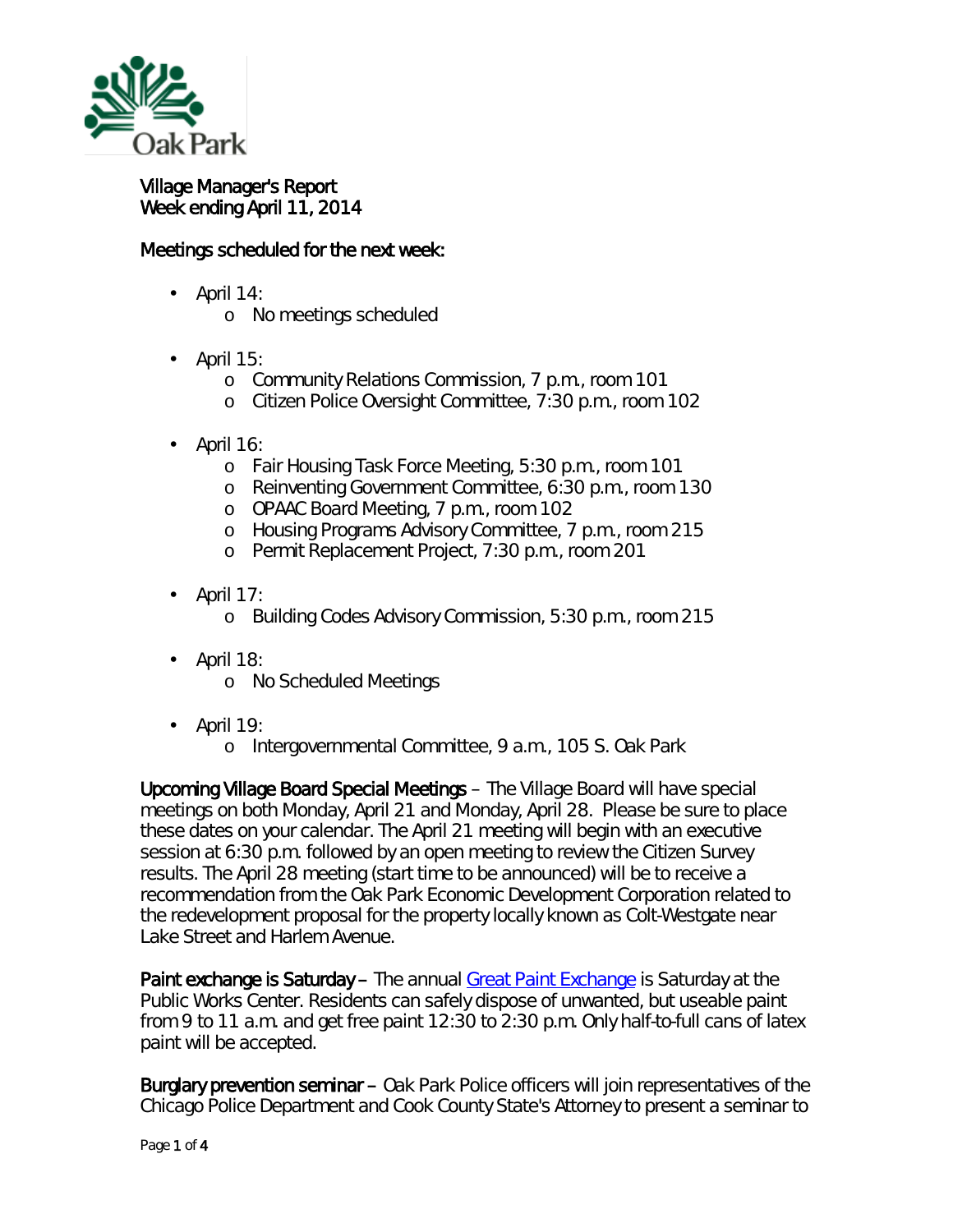# Village Manager's Report
## Week ending April 11, 2014

### Meetings scheduled for the next week:

- April 14:
  - No meetings scheduled
- April 15:
  - Community Relations Commission, 7 p.m., room 101
  - Citizen Police Oversight Committee, 7:30 p.m., room 102
- April 16:
  - Fair Housing Task Force Meeting, 5:30 p.m., room 101
  - Reinventing Government Committee, 6:30 p.m., room 130
  - OPAAC Board Meeting, 7 p.m., room 102
  - Housing Programs Advisory Committee, 7 p.m., room 215
  - Permit Replacement Project, 7:30 p.m., room 201
- April 17:
  - Building Codes Advisory Commission, 5:30 p.m., room 215
- April 18:
  - No Scheduled Meetings
- April 19:
  - Intergovernmental Committee, 9 a.m., 105 S. Oak Park

**Upcoming Village Board Special Meetings** – The Village Board will have special meetings on both Monday, April 21 and Monday, April 28. Please be sure to place these dates on your calendar. The April 21 meeting will begin with an executive session at 6:30 p.m. followed by an open meeting to review the Citizen Survey results. The April 28 meeting (start time to be announced) will be to receive a recommendation from the Oak Park Economic Development Corporation related to the redevelopment proposal for the property locally known as Colt-Westgate near Lake Street and Harlem Avenue.

**Paint exchange is Saturday** – The annual Great Paint Exchange is Saturday at the Public Works Center. Residents can safely dispose of unwanted, but useable paint from 9 to 11 a.m. and get free paint 12:30 to 2:30 p.m. Only half-to-full cans of latex paint will be accepted.

**Burglary prevention seminar** – Oak Park Police officers will join representatives of the Chicago Police Department and Cook County State's Attorney to present a seminar to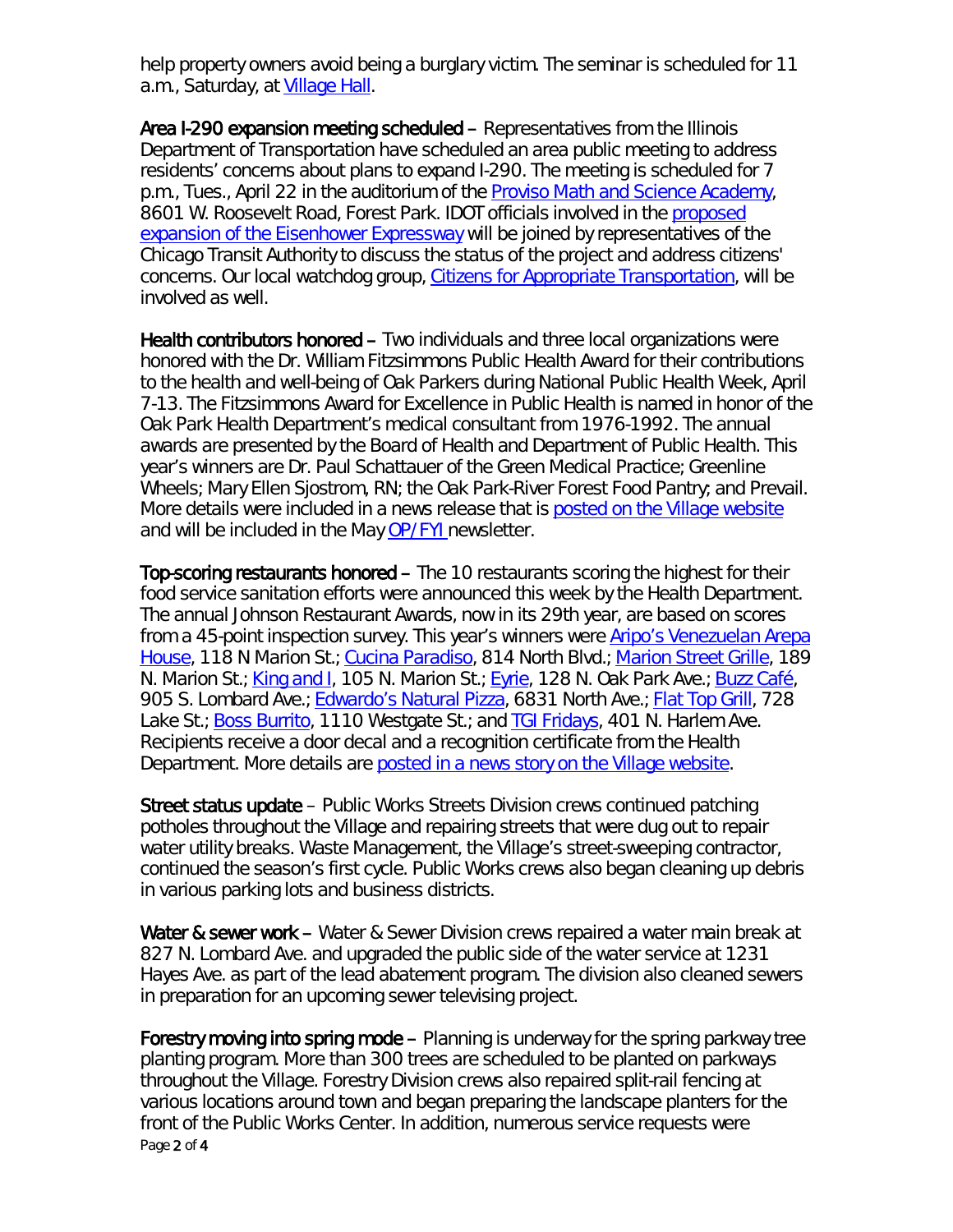help property owners avoid being a burglary victim. The seminar is scheduled for 11 a.m., Saturday, at Village Hall.

**Area I-290 expansion meeting scheduled** – Representatives from the Illinois Department of Transportation have scheduled an area public meeting to address residents' concerns about plans to expand I-290. The meeting is scheduled for 7 p.m., Tues., April 22 in the auditorium of the Proviso Math and Science Academy, 8601 W. Roosevelt Road, Forest Park. IDOT officials involved in the proposed expansion of the Eisenhower Expressway will be joined by representatives of the Chicago Transit Authority to discuss the status of the project and address citizens' concerns. Our local watchdog group, Citizens for Appropriate Transportation, will be involved as well.

**Health contributors honored** – Two individuals and three local organizations were honored with the Dr. William Fitzsimmons Public Health Award for their contributions to the health and well-being of Oak Parkers during National Public Health Week, April 7-13. The Fitzsimmons Award for Excellence in Public Health is named in honor of the Oak Park Health Department's medical consultant from 1976-1992. The annual awards are presented by the Board of Health and Department of Public Health. This year's winners are Dr. Paul Schattauer of the Green Medical Practice; Greenline Wheels; Mary Ellen Sjostrom, RN; the Oak Park-River Forest Food Pantry; and Prevail. More details were included in a news release that is posted on the Village website and will be included in the May *OP/FYI* newsletter.

**Top-scoring restaurants honored** – The 10 restaurants scoring the highest for their food service sanitation efforts were announced this week by the Health Department. The annual Johnson Restaurant Awards, now in its 29th year, are based on scores from a 45-point inspection survey. This year's winners were Aripo's Venezuelan Arepa House, 118 N Marion St.; Cucina Paradiso, 814 North Blvd.; Marion Street Grille, 189 N. Marion St.; King and I, 105 N. Marion St.; Eyrie, 128 N. Oak Park Ave.; Buzz Café, 905 S. Lombard Ave.; Edwardo's Natural Pizza, 6831 North Ave.; Flat Top Grill, 728 Lake St.; Boss Burrito, 1110 Westgate St.; and TGI Fridays, 401 N. Harlem Ave. Recipients receive a door decal and a recognition certificate from the Health Department. More details are posted in a news story on the Village website.

**Street status update** – Public Works Streets Division crews continued patching potholes throughout the Village and repairing streets that were dug out to repair water utility breaks. Waste Management, the Village's street-sweeping contractor, continued the season's first cycle. Public Works crews also began cleaning up debris in various parking lots and business districts.

**Water & sewer work** – Water & Sewer Division crews repaired a water main break at 827 N. Lombard Ave. and upgraded the public side of the water service at 1231 Hayes Ave. as part of the lead abatement program. The division also cleaned sewers in preparation for an upcoming sewer televising project.

**Forestry moving into spring mode** – Planning is underway for the spring parkway tree planting program. More than 300 trees are scheduled to be planted on parkways throughout the Village. Forestry Division crews also repaired split-rail fencing at various locations around town and began preparing the landscape planters for the front of the Public Works Center. In addition, numerous service requests were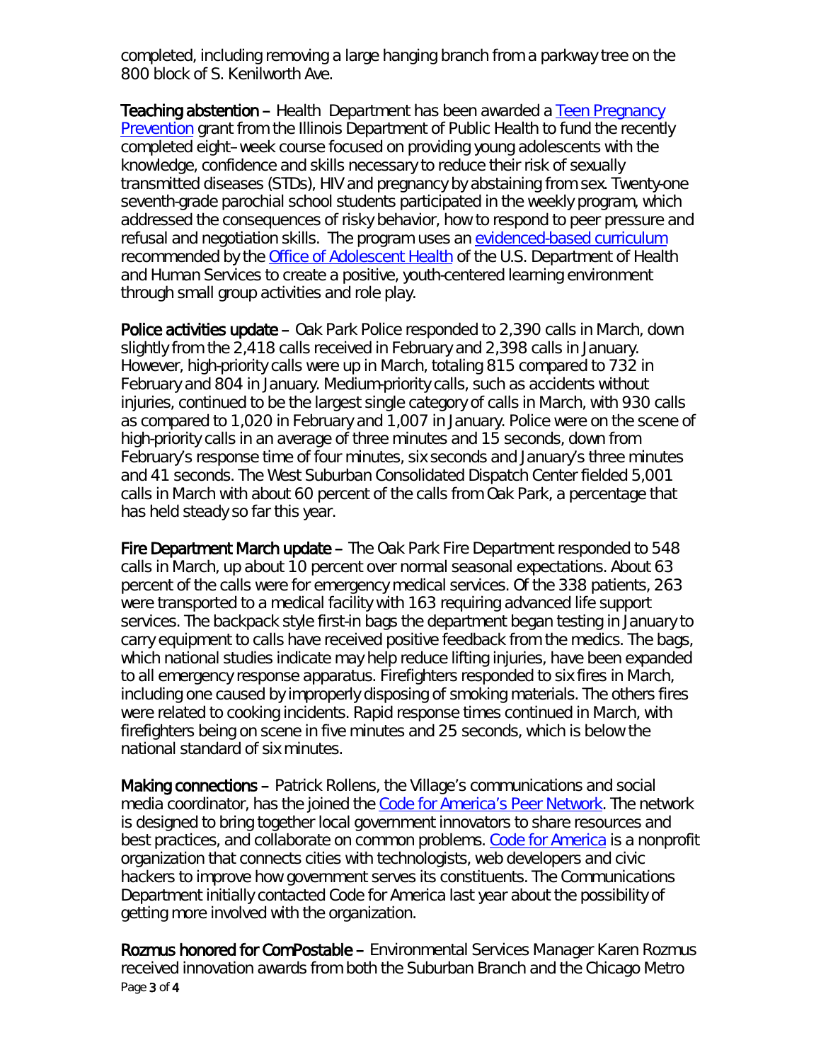completed, including removing a large hanging branch from a parkway tree on the 800 block of S. Kenilworth Ave.

**Teaching abstention** – Health Department has been awarded a [Teen Pregnancy Prevention] grant from the Illinois Department of Public Health to fund the recently completed eight–week course focused on providing young adolescents with the knowledge, confidence and skills necessary to reduce their risk of sexually transmitted diseases (STDs), HIV and pregnancy by abstaining from sex. Twenty-one seventh-grade parochial school students participated in the weekly program, which addressed the consequences of risky behavior, how to respond to peer pressure and refusal and negotiation skills. The program uses an [evidenced-based curriculum] recommended by the [Office of Adolescent Health] of the U.S. Department of Health and Human Services to create a positive, youth-centered learning environment through small group activities and role play.

**Police activities update** – Oak Park Police responded to 2,390 calls in March, down slightly from the 2,418 calls received in February and 2,398 calls in January. However, high-priority calls were up in March, totaling 815 compared to 732 in February and 804 in January. Medium-priority calls, such as accidents without injuries, continued to be the largest single category of calls in March, with 930 calls as compared to 1,020 in February and 1,007 in January. Police were on the scene of high-priority calls in an average of three minutes and 15 seconds, down from February's response time of four minutes, six seconds and January's three minutes and 41 seconds. The West Suburban Consolidated Dispatch Center fielded 5,001 calls in March with about 60 percent of the calls from Oak Park, a percentage that has held steady so far this year.

**Fire Department March update** – The Oak Park Fire Department responded to 548 calls in March, up about 10 percent over normal seasonal expectations. About 63 percent of the calls were for emergency medical services. Of the 338 patients, 263 were transported to a medical facility with 163 requiring advanced life support services. The backpack style first-in bags the department began testing in January to carry equipment to calls have received positive feedback from the medics. The bags, which national studies indicate may help reduce lifting injuries, have been expanded to all emergency response apparatus. Firefighters responded to six fires in March, including one caused by improperly disposing of smoking materials. The others fires were related to cooking incidents. Rapid response times continued in March, with firefighters being on scene in five minutes and 25 seconds, which is below the national standard of six minutes.

**Making connections** – Patrick Rollens, the Village's communications and social media coordinator, has the joined the [Code for America's Peer Network]. The network is designed to bring together local government innovators to share resources and best practices, and collaborate on common problems. [Code for America] is a nonprofit organization that connects cities with technologists, web developers and civic hackers to improve how government serves its constituents. The Communications Department initially contacted Code for America last year about the possibility of getting more involved with the organization.

**Rozmus honored for ComPostable** – Environmental Services Manager Karen Rozmus received innovation awards from both the Suburban Branch and the Chicago Metro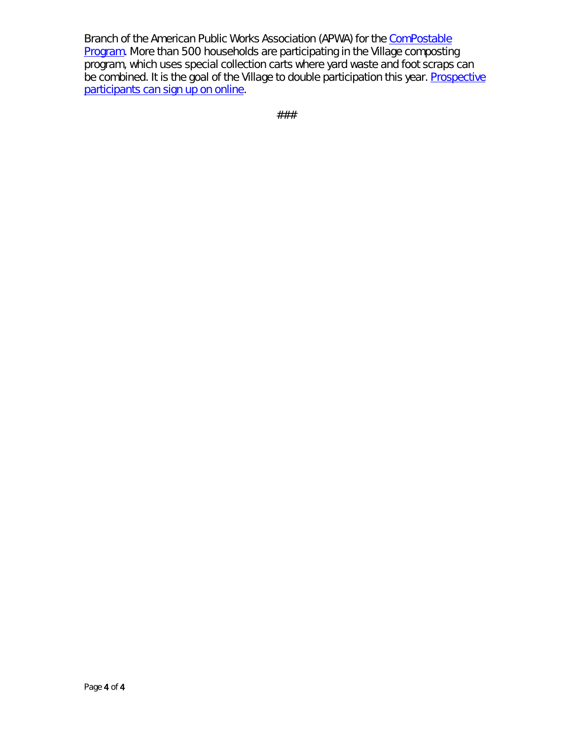Branch of the American Public Works Association (APWA) for the ComPostable Program. More than 500 households are participating in the Village composting program, which uses special collection carts where yard waste and foot scraps can be combined. It is the goal of the Village to double participation this year. Prospective participants can sign up on online.

###